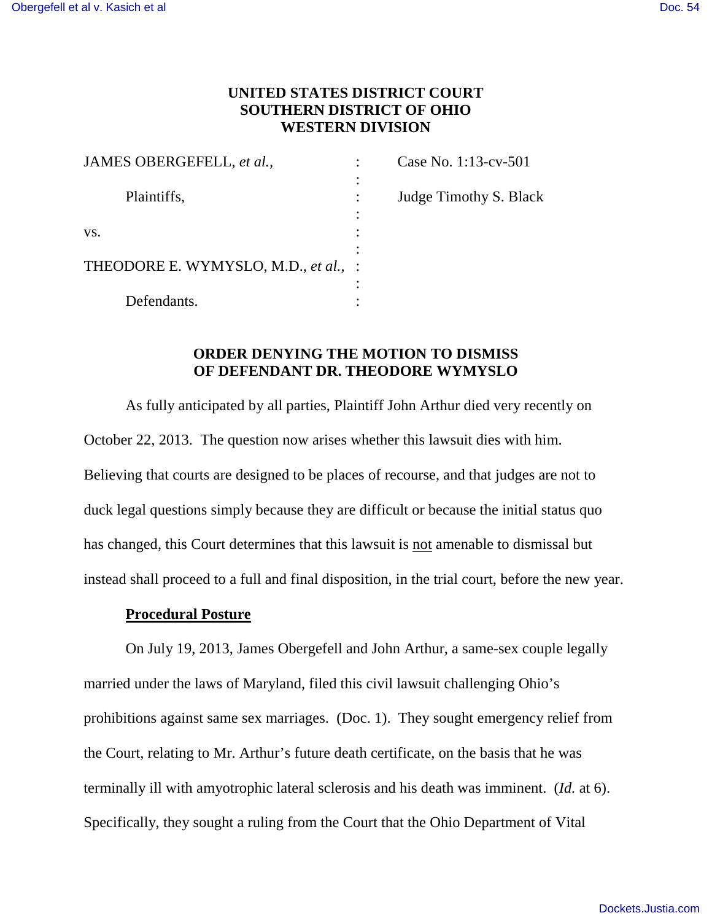**UNITED STATES DISTRICT COURT**
**SOUTHERN DISTRICT OF OHIO**
**WESTERN DIVISION**

| | | |
|---|---|---|
| JAMES OBERGEFELL, *et al.,* | : | Case No. 1:13-cv-501 |
| Plaintiffs, | : | Judge Timothy S. Black |
| vs. | : | |
| THEODORE E. WYMYSLO, M.D., *et al.,* | : | |
| Defendants. | : | |

**ORDER DENYING THE MOTION TO DISMISS OF DEFENDANT DR. THEODORE WYMYSLO**

As fully anticipated by all parties, Plaintiff John Arthur died very recently on October 22, 2013. The question now arises whether this lawsuit dies with him. Believing that courts are designed to be places of recourse, and that judges are not to duck legal questions simply because they are difficult or because the initial status quo has changed, this Court determines that this lawsuit is <u>not</u> amenable to dismissal but instead shall proceed to a full and final disposition, in the trial court, before the new year.

**<u>Procedural Posture</u>**

On July 19, 2013, James Obergefell and John Arthur, a same-sex couple legally married under the laws of Maryland, filed this civil lawsuit challenging Ohio's prohibitions against same sex marriages. (Doc. 1). They sought emergency relief from the Court, relating to Mr. Arthur's future death certificate, on the basis that he was terminally ill with amyotrophic lateral sclerosis and his death was imminent. (*Id.* at 6). Specifically, they sought a ruling from the Court that the Ohio Department of Vital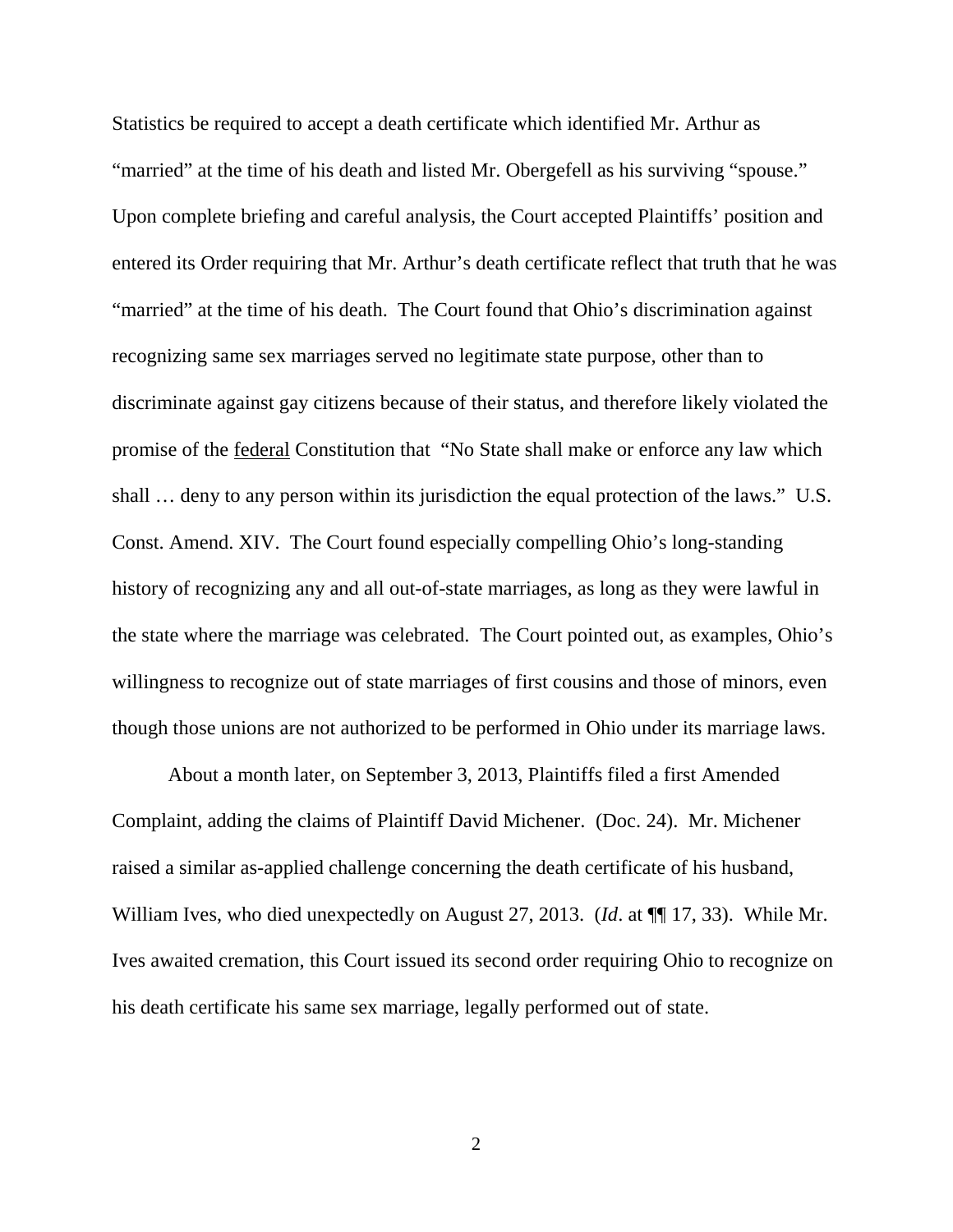Statistics be required to accept a death certificate which identified Mr. Arthur as "married" at the time of his death and listed Mr. Obergefell as his surviving "spouse." Upon complete briefing and careful analysis, the Court accepted Plaintiffs' position and entered its Order requiring that Mr. Arthur's death certificate reflect that truth that he was "married" at the time of his death. The Court found that Ohio's discrimination against recognizing same sex marriages served no legitimate state purpose, other than to discriminate against gay citizens because of their status, and therefore likely violated the promise of the <u>federal</u> Constitution that "No State shall make or enforce any law which shall … deny to any person within its jurisdiction the equal protection of the laws." U.S. Const. Amend. XIV. The Court found especially compelling Ohio's long-standing history of recognizing any and all out-of-state marriages, as long as they were lawful in the state where the marriage was celebrated. The Court pointed out, as examples, Ohio's willingness to recognize out of state marriages of first cousins and those of minors, even though those unions are not authorized to be performed in Ohio under its marriage laws.

About a month later, on September 3, 2013, Plaintiffs filed a first Amended Complaint, adding the claims of Plaintiff David Michener. (Doc. 24). Mr. Michener raised a similar as-applied challenge concerning the death certificate of his husband, William Ives, who died unexpectedly on August 27, 2013. (*Id*. at ¶¶ 17, 33). While Mr. Ives awaited cremation, this Court issued its second order requiring Ohio to recognize on his death certificate his same sex marriage, legally performed out of state.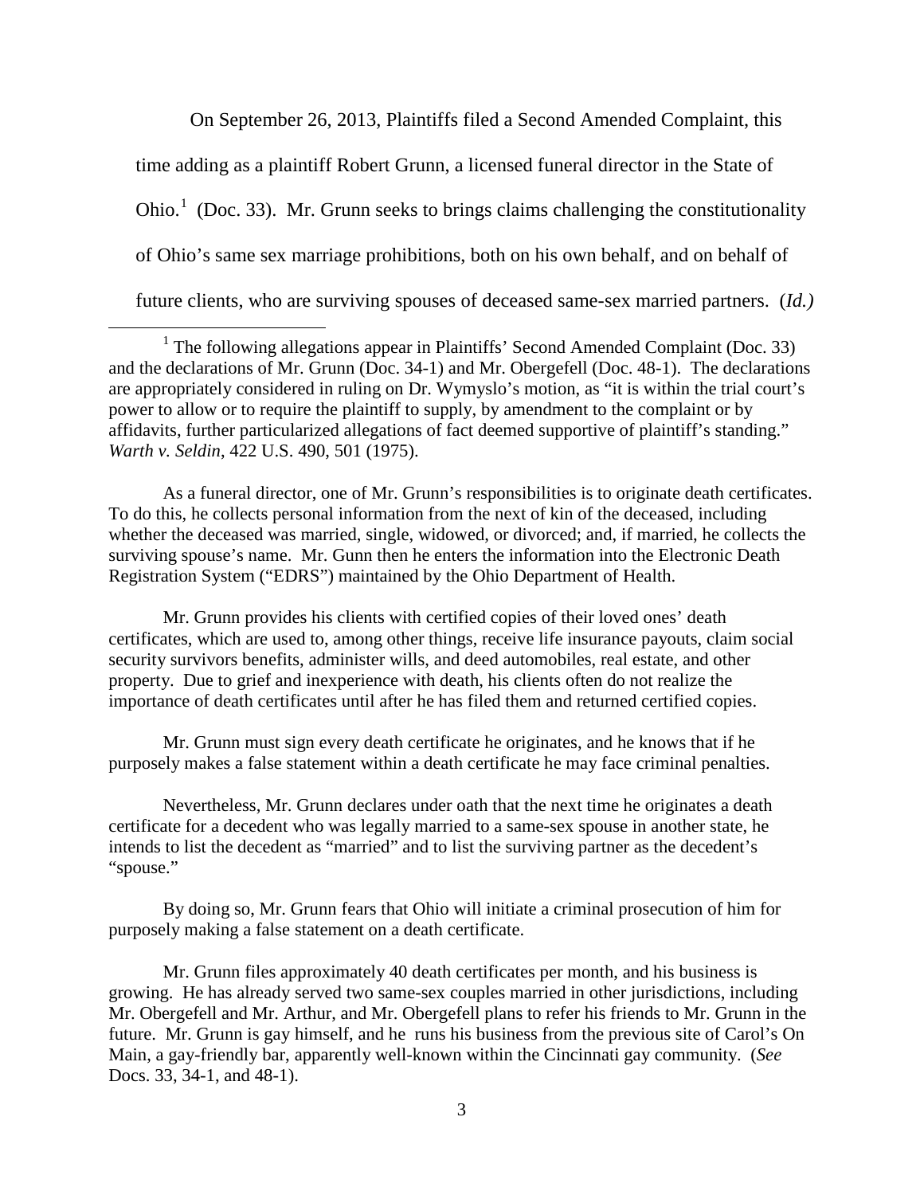On September 26, 2013, Plaintiffs filed a Second Amended Complaint, this time adding as a plaintiff Robert Grunn, a licensed funeral director in the State of Ohio.[1] (Doc. 33). Mr. Grunn seeks to brings claims challenging the constitutionality of Ohio's same sex marriage prohibitions, both on his own behalf, and on behalf of future clients, who are surviving spouses of deceased same-sex married partners. (*Id.)*

[1] The following allegations appear in Plaintiffs' Second Amended Complaint (Doc. 33) and the declarations of Mr. Grunn (Doc. 34-1) and Mr. Obergefell (Doc. 48-1). The declarations are appropriately considered in ruling on Dr. Wymyslo's motion, as "it is within the trial court's power to allow or to require the plaintiff to supply, by amendment to the complaint or by affidavits, further particularized allegations of fact deemed supportive of plaintiff's standing." *Warth v. Seldin*, 422 U.S. 490, 501 (1975).

As a funeral director, one of Mr. Grunn's responsibilities is to originate death certificates. To do this, he collects personal information from the next of kin of the deceased, including whether the deceased was married, single, widowed, or divorced; and, if married, he collects the surviving spouse's name. Mr. Gunn then he enters the information into the Electronic Death Registration System ("EDRS") maintained by the Ohio Department of Health.

Mr. Grunn provides his clients with certified copies of their loved ones' death certificates, which are used to, among other things, receive life insurance payouts, claim social security survivors benefits, administer wills, and deed automobiles, real estate, and other property. Due to grief and inexperience with death, his clients often do not realize the importance of death certificates until after he has filed them and returned certified copies.

Mr. Grunn must sign every death certificate he originates, and he knows that if he purposely makes a false statement within a death certificate he may face criminal penalties.

Nevertheless, Mr. Grunn declares under oath that the next time he originates a death certificate for a decedent who was legally married to a same-sex spouse in another state, he intends to list the decedent as "married" and to list the surviving partner as the decedent's "spouse."

By doing so, Mr. Grunn fears that Ohio will initiate a criminal prosecution of him for purposely making a false statement on a death certificate.

Mr. Grunn files approximately 40 death certificates per month, and his business is growing. He has already served two same-sex couples married in other jurisdictions, including Mr. Obergefell and Mr. Arthur, and Mr. Obergefell plans to refer his friends to Mr. Grunn in the future. Mr. Grunn is gay himself, and he runs his business from the previous site of Carol's On Main, a gay-friendly bar, apparently well-known within the Cincinnati gay community. (*See* Docs. 33, 34-1, and 48-1).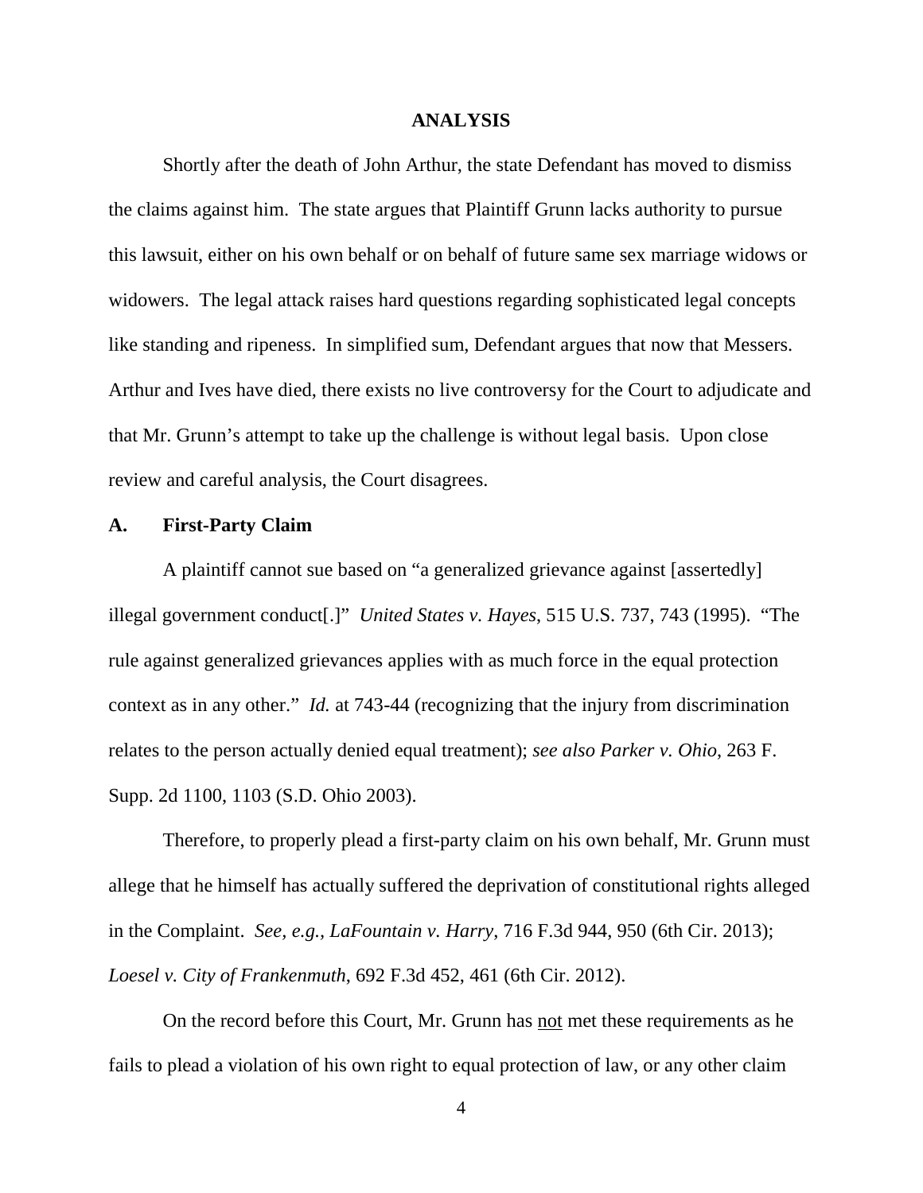## ANALYSIS

Shortly after the death of John Arthur, the state Defendant has moved to dismiss the claims against him. The state argues that Plaintiff Grunn lacks authority to pursue this lawsuit, either on his own behalf or on behalf of future same sex marriage widows or widowers. The legal attack raises hard questions regarding sophisticated legal concepts like standing and ripeness. In simplified sum, Defendant argues that now that Messers. Arthur and Ives have died, there exists no live controversy for the Court to adjudicate and that Mr. Grunn's attempt to take up the challenge is without legal basis. Upon close review and careful analysis, the Court disagrees.

### A. First-Party Claim

A plaintiff cannot sue based on "a generalized grievance against [assertedly] illegal government conduct[.]" *United States v. Hayes*, 515 U.S. 737, 743 (1995). "The rule against generalized grievances applies with as much force in the equal protection context as in any other." *Id.* at 743-44 (recognizing that the injury from discrimination relates to the person actually denied equal treatment); *see also Parker v. Ohio*, 263 F. Supp. 2d 1100, 1103 (S.D. Ohio 2003).

Therefore, to properly plead a first-party claim on his own behalf, Mr. Grunn must allege that he himself has actually suffered the deprivation of constitutional rights alleged in the Complaint. *See, e.g., LaFountain v. Harry*, 716 F.3d 944, 950 (6th Cir. 2013); *Loesel v. City of Frankenmuth*, 692 F.3d 452, 461 (6th Cir. 2012).

On the record before this Court, Mr. Grunn has <u>not</u> met these requirements as he fails to plead a violation of his own right to equal protection of law, or any other claim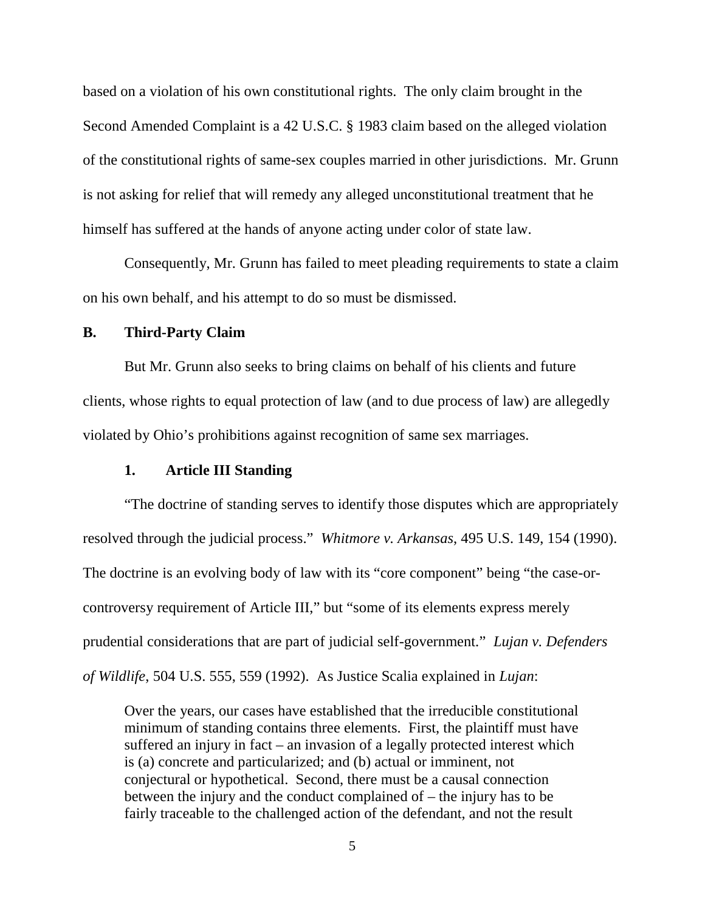based on a violation of his own constitutional rights. The only claim brought in the Second Amended Complaint is a 42 U.S.C. § 1983 claim based on the alleged violation of the constitutional rights of same-sex couples married in other jurisdictions. Mr. Grunn is not asking for relief that will remedy any alleged unconstitutional treatment that he himself has suffered at the hands of anyone acting under color of state law.

Consequently, Mr. Grunn has failed to meet pleading requirements to state a claim on his own behalf, and his attempt to do so must be dismissed.

## B. Third-Party Claim

But Mr. Grunn also seeks to bring claims on behalf of his clients and future clients, whose rights to equal protection of law (and to due process of law) are allegedly violated by Ohio's prohibitions against recognition of same sex marriages.

### 1. Article III Standing

"The doctrine of standing serves to identify those disputes which are appropriately resolved through the judicial process." *Whitmore v. Arkansas*, 495 U.S. 149, 154 (1990). The doctrine is an evolving body of law with its "core component" being "the case-or-controversy requirement of Article III," but "some of its elements express merely prudential considerations that are part of judicial self-government." *Lujan v. Defenders of Wildlife*, 504 U.S. 555, 559 (1992). As Justice Scalia explained in *Lujan*:

> Over the years, our cases have established that the irreducible constitutional minimum of standing contains three elements. First, the plaintiff must have suffered an injury in fact – an invasion of a legally protected interest which is (a) concrete and particularized; and (b) actual or imminent, not conjectural or hypothetical. Second, there must be a causal connection between the injury and the conduct complained of – the injury has to be fairly traceable to the challenged action of the defendant, and not the result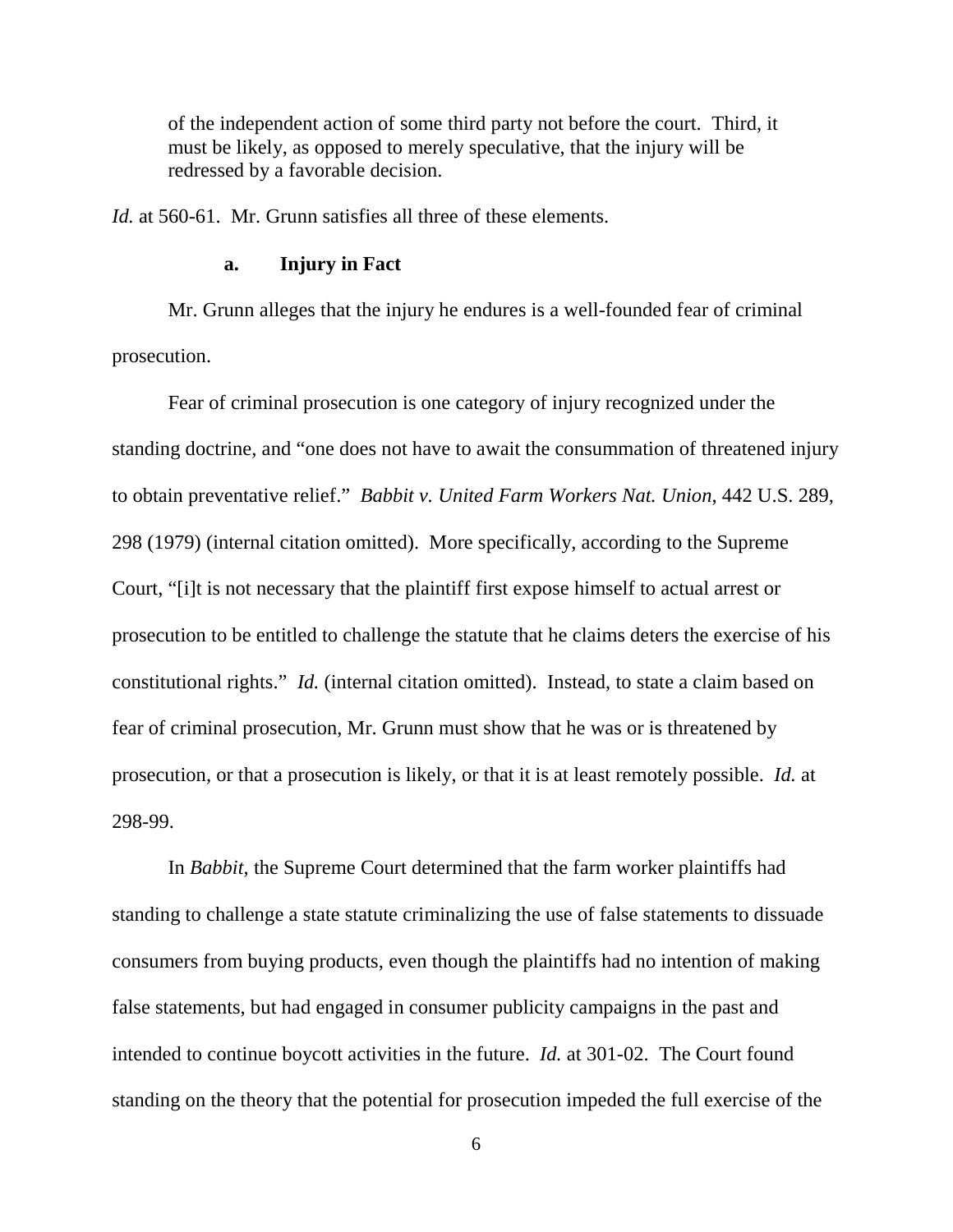of the independent action of some third party not before the court. Third, it must be likely, as opposed to merely speculative, that the injury will be redressed by a favorable decision.

*Id.* at 560-61. Mr. Grunn satisfies all three of these elements.

#### a. Injury in Fact

Mr. Grunn alleges that the injury he endures is a well-founded fear of criminal prosecution.

Fear of criminal prosecution is one category of injury recognized under the standing doctrine, and "one does not have to await the consummation of threatened injury to obtain preventative relief." *Babbit v. United Farm Workers Nat. Union*, 442 U.S. 289, 298 (1979) (internal citation omitted). More specifically, according to the Supreme Court, "[i]t is not necessary that the plaintiff first expose himself to actual arrest or prosecution to be entitled to challenge the statute that he claims deters the exercise of his constitutional rights." *Id.* (internal citation omitted). Instead, to state a claim based on fear of criminal prosecution, Mr. Grunn must show that he was or is threatened by prosecution, or that a prosecution is likely, or that it is at least remotely possible. *Id.* at 298-99.

In *Babbit*, the Supreme Court determined that the farm worker plaintiffs had standing to challenge a state statute criminalizing the use of false statements to dissuade consumers from buying products, even though the plaintiffs had no intention of making false statements, but had engaged in consumer publicity campaigns in the past and intended to continue boycott activities in the future. *Id.* at 301-02. The Court found standing on the theory that the potential for prosecution impeded the full exercise of the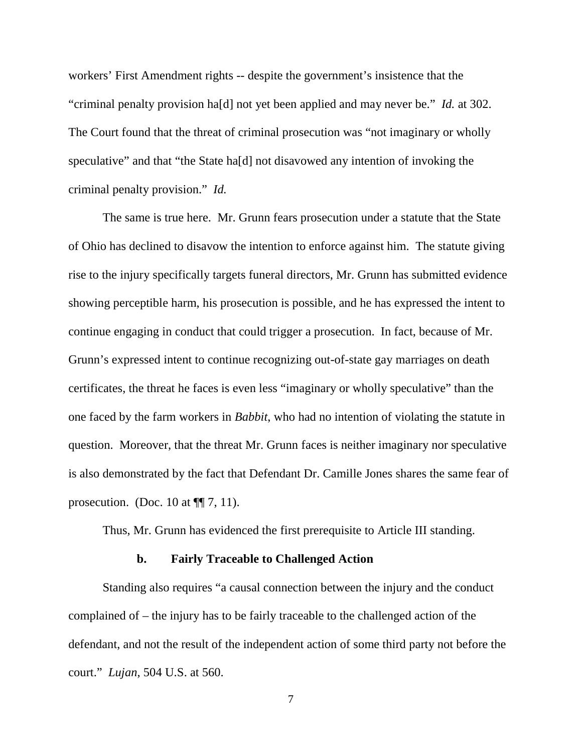workers' First Amendment rights -- despite the government's insistence that the "criminal penalty provision ha[d] not yet been applied and may never be." *Id.* at 302. The Court found that the threat of criminal prosecution was "not imaginary or wholly speculative" and that "the State ha[d] not disavowed any intention of invoking the criminal penalty provision." *Id.*

The same is true here. Mr. Grunn fears prosecution under a statute that the State of Ohio has declined to disavow the intention to enforce against him. The statute giving rise to the injury specifically targets funeral directors, Mr. Grunn has submitted evidence showing perceptible harm, his prosecution is possible, and he has expressed the intent to continue engaging in conduct that could trigger a prosecution. In fact, because of Mr. Grunn's expressed intent to continue recognizing out-of-state gay marriages on death certificates, the threat he faces is even less "imaginary or wholly speculative" than the one faced by the farm workers in *Babbit*, who had no intention of violating the statute in question. Moreover, that the threat Mr. Grunn faces is neither imaginary nor speculative is also demonstrated by the fact that Defendant Dr. Camille Jones shares the same fear of prosecution. (Doc. 10 at ¶¶ 7, 11).

Thus, Mr. Grunn has evidenced the first prerequisite to Article III standing.

### b. Fairly Traceable to Challenged Action

Standing also requires "a causal connection between the injury and the conduct complained of – the injury has to be fairly traceable to the challenged action of the defendant, and not the result of the independent action of some third party not before the court." *Lujan*, 504 U.S. at 560.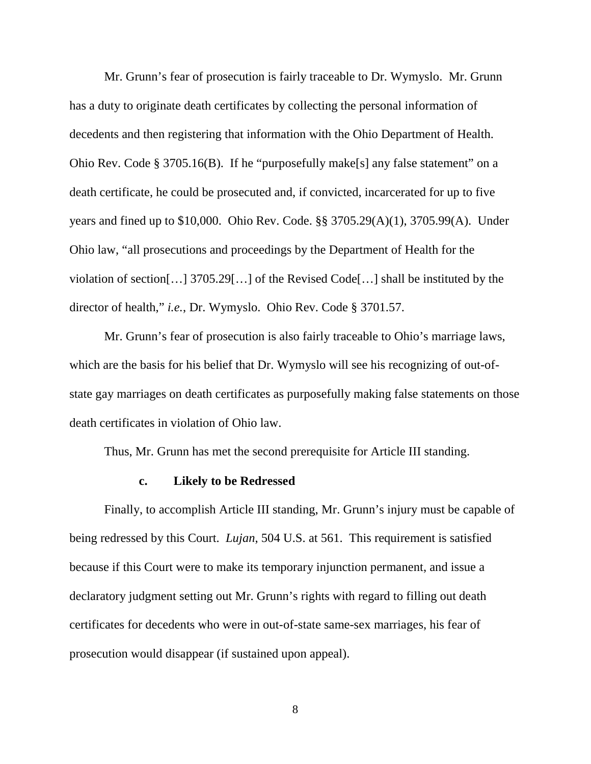Mr. Grunn's fear of prosecution is fairly traceable to Dr. Wymyslo. Mr. Grunn has a duty to originate death certificates by collecting the personal information of decedents and then registering that information with the Ohio Department of Health. Ohio Rev. Code § 3705.16(B). If he "purposefully make[s] any false statement" on a death certificate, he could be prosecuted and, if convicted, incarcerated for up to five years and fined up to $10,000. Ohio Rev. Code. §§ 3705.29(A)(1), 3705.99(A). Under Ohio law, "all prosecutions and proceedings by the Department of Health for the violation of section[…] 3705.29[…] of the Revised Code[…] shall be instituted by the director of health," *i.e.*, Dr. Wymyslo. Ohio Rev. Code § 3701.57.

Mr. Grunn's fear of prosecution is also fairly traceable to Ohio's marriage laws, which are the basis for his belief that Dr. Wymyslo will see his recognizing of out-of-state gay marriages on death certificates as purposefully making false statements on those death certificates in violation of Ohio law.

Thus, Mr. Grunn has met the second prerequisite for Article III standing.

**c. Likely to be Redressed**

Finally, to accomplish Article III standing, Mr. Grunn's injury must be capable of being redressed by this Court. *Lujan*, 504 U.S. at 561. This requirement is satisfied because if this Court were to make its temporary injunction permanent, and issue a declaratory judgment setting out Mr. Grunn's rights with regard to filling out death certificates for decedents who were in out-of-state same-sex marriages, his fear of prosecution would disappear (if sustained upon appeal).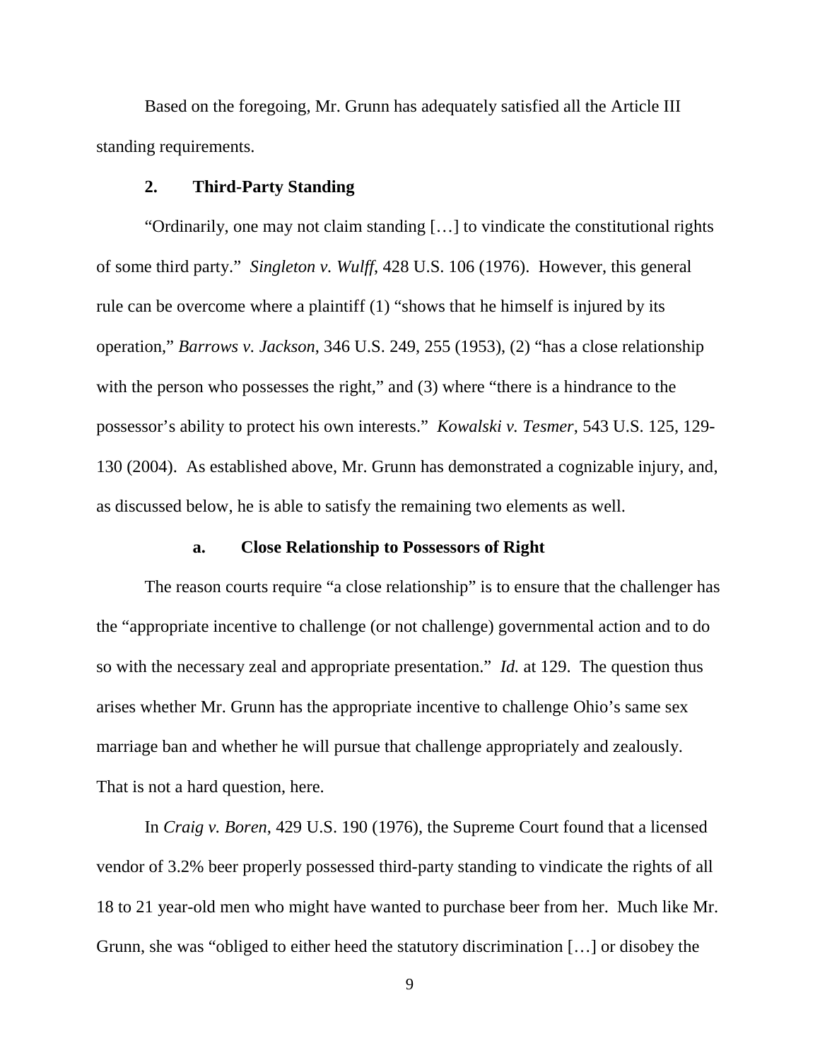Based on the foregoing, Mr. Grunn has adequately satisfied all the Article III standing requirements.

### 2. Third-Party Standing

"Ordinarily, one may not claim standing […] to vindicate the constitutional rights of some third party." *Singleton v. Wulff*, 428 U.S. 106 (1976). However, this general rule can be overcome where a plaintiff (1) "shows that he himself is injured by its operation," *Barrows v. Jackson*, 346 U.S. 249, 255 (1953), (2) "has a close relationship with the person who possesses the right," and (3) where "there is a hindrance to the possessor's ability to protect his own interests." *Kowalski v. Tesmer*, 543 U.S. 125, 129-130 (2004). As established above, Mr. Grunn has demonstrated a cognizable injury, and, as discussed below, he is able to satisfy the remaining two elements as well.

#### a. Close Relationship to Possessors of Right

The reason courts require "a close relationship" is to ensure that the challenger has the "appropriate incentive to challenge (or not challenge) governmental action and to do so with the necessary zeal and appropriate presentation." *Id.* at 129. The question thus arises whether Mr. Grunn has the appropriate incentive to challenge Ohio's same sex marriage ban and whether he will pursue that challenge appropriately and zealously. That is not a hard question, here.

In *Craig v. Boren*, 429 U.S. 190 (1976), the Supreme Court found that a licensed vendor of 3.2% beer properly possessed third-party standing to vindicate the rights of all 18 to 21 year-old men who might have wanted to purchase beer from her. Much like Mr. Grunn, she was "obliged to either heed the statutory discrimination […] or disobey the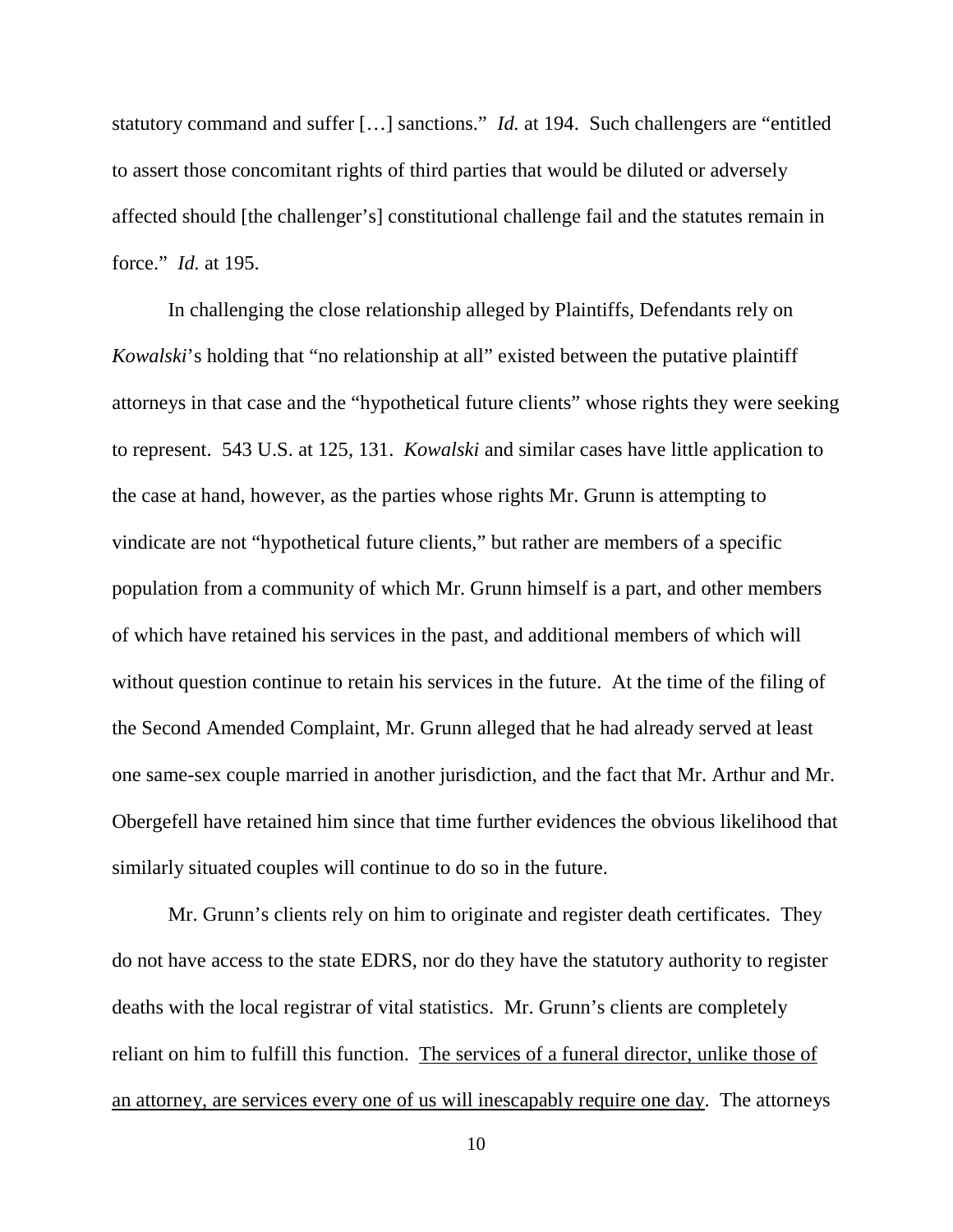statutory command and suffer […] sanctions." *Id.* at 194. Such challengers are "entitled to assert those concomitant rights of third parties that would be diluted or adversely affected should [the challenger's] constitutional challenge fail and the statutes remain in force." *Id.* at 195.

In challenging the close relationship alleged by Plaintiffs, Defendants rely on *Kowalski*'s holding that "no relationship at all" existed between the putative plaintiff attorneys in that case and the "hypothetical future clients" whose rights they were seeking to represent. 543 U.S. at 125, 131. *Kowalski* and similar cases have little application to the case at hand, however, as the parties whose rights Mr. Grunn is attempting to vindicate are not "hypothetical future clients," but rather are members of a specific population from a community of which Mr. Grunn himself is a part, and other members of which have retained his services in the past, and additional members of which will without question continue to retain his services in the future. At the time of the filing of the Second Amended Complaint, Mr. Grunn alleged that he had already served at least one same-sex couple married in another jurisdiction, and the fact that Mr. Arthur and Mr. Obergefell have retained him since that time further evidences the obvious likelihood that similarly situated couples will continue to do so in the future.

Mr. Grunn's clients rely on him to originate and register death certificates. They do not have access to the state EDRS, nor do they have the statutory authority to register deaths with the local registrar of vital statistics. Mr. Grunn's clients are completely reliant on him to fulfill this function. <u>The services of a funeral director, unlike those of an attorney, are services every one of us will inescapably require one day</u>. The attorneys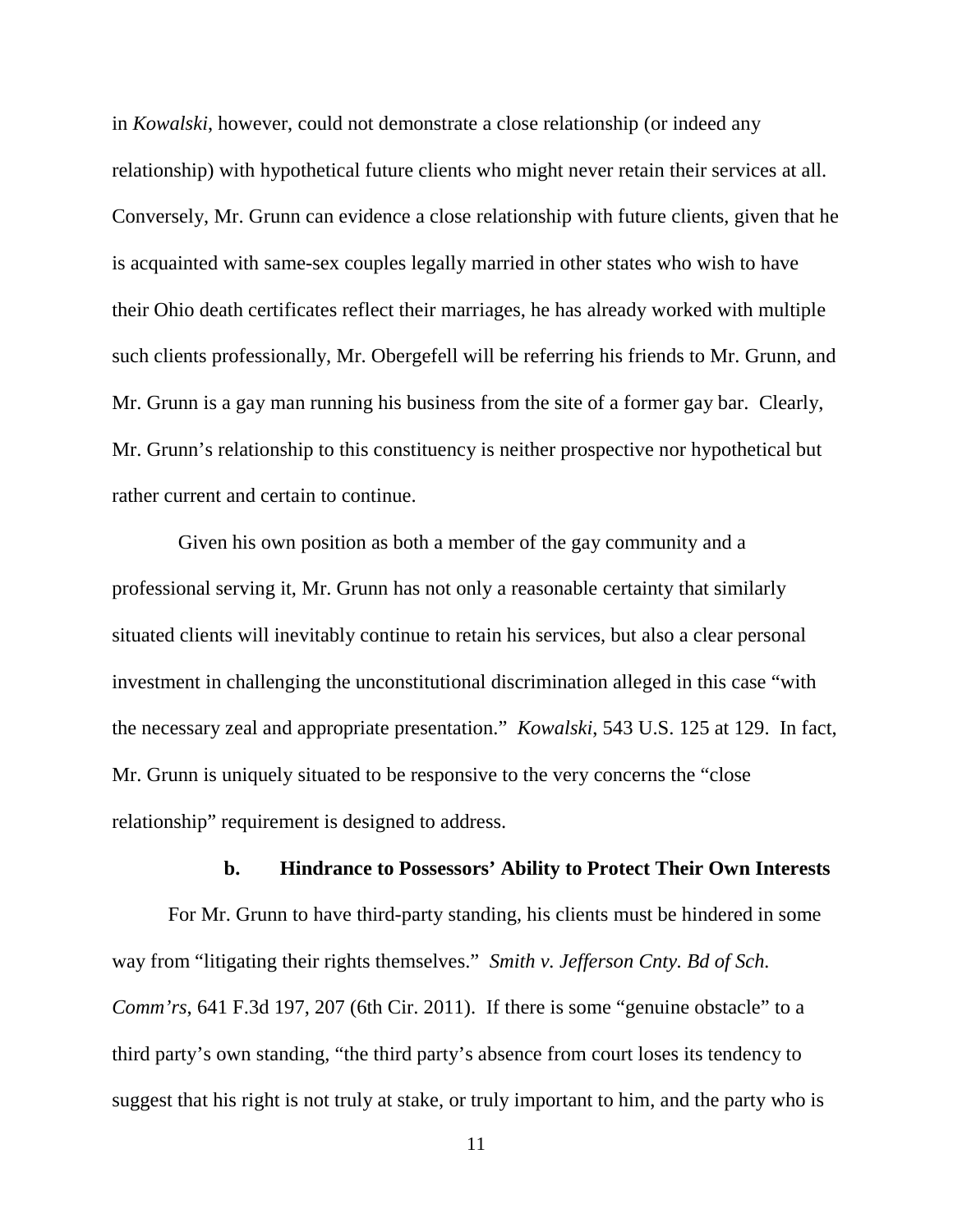in *Kowalski*, however, could not demonstrate a close relationship (or indeed any relationship) with hypothetical future clients who might never retain their services at all. Conversely, Mr. Grunn can evidence a close relationship with future clients, given that he is acquainted with same-sex couples legally married in other states who wish to have their Ohio death certificates reflect their marriages, he has already worked with multiple such clients professionally, Mr. Obergefell will be referring his friends to Mr. Grunn, and Mr. Grunn is a gay man running his business from the site of a former gay bar. Clearly, Mr. Grunn's relationship to this constituency is neither prospective nor hypothetical but rather current and certain to continue.

Given his own position as both a member of the gay community and a professional serving it, Mr. Grunn has not only a reasonable certainty that similarly situated clients will inevitably continue to retain his services, but also a clear personal investment in challenging the unconstitutional discrimination alleged in this case "with the necessary zeal and appropriate presentation." *Kowalski*, 543 U.S. 125 at 129. In fact, Mr. Grunn is uniquely situated to be responsive to the very concerns the "close relationship" requirement is designed to address.

### b. Hindrance to Possessors' Ability to Protect Their Own Interests

For Mr. Grunn to have third-party standing, his clients must be hindered in some way from "litigating their rights themselves." *Smith v. Jefferson Cnty. Bd of Sch. Comm'rs*, 641 F.3d 197, 207 (6th Cir. 2011). If there is some "genuine obstacle" to a third party's own standing, "the third party's absence from court loses its tendency to suggest that his right is not truly at stake, or truly important to him, and the party who is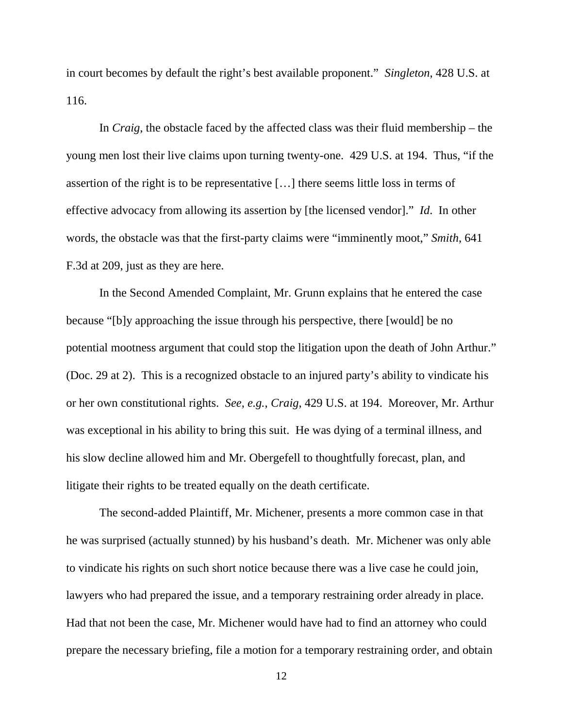in court becomes by default the right's best available proponent." *Singleton*, 428 U.S. at 116.

In *Craig*, the obstacle faced by the affected class was their fluid membership – the young men lost their live claims upon turning twenty-one. 429 U.S. at 194. Thus, "if the assertion of the right is to be representative […] there seems little loss in terms of effective advocacy from allowing its assertion by [the licensed vendor]." *Id*. In other words, the obstacle was that the first-party claims were "imminently moot," *Smith*, 641 F.3d at 209, just as they are here.

In the Second Amended Complaint, Mr. Grunn explains that he entered the case because "[b]y approaching the issue through his perspective, there [would] be no potential mootness argument that could stop the litigation upon the death of John Arthur." (Doc. 29 at 2). This is a recognized obstacle to an injured party's ability to vindicate his or her own constitutional rights. *See*, *e.g.*, *Craig*, 429 U.S. at 194. Moreover, Mr. Arthur was exceptional in his ability to bring this suit. He was dying of a terminal illness, and his slow decline allowed him and Mr. Obergefell to thoughtfully forecast, plan, and litigate their rights to be treated equally on the death certificate.

The second-added Plaintiff, Mr. Michener, presents a more common case in that he was surprised (actually stunned) by his husband's death. Mr. Michener was only able to vindicate his rights on such short notice because there was a live case he could join, lawyers who had prepared the issue, and a temporary restraining order already in place. Had that not been the case, Mr. Michener would have had to find an attorney who could prepare the necessary briefing, file a motion for a temporary restraining order, and obtain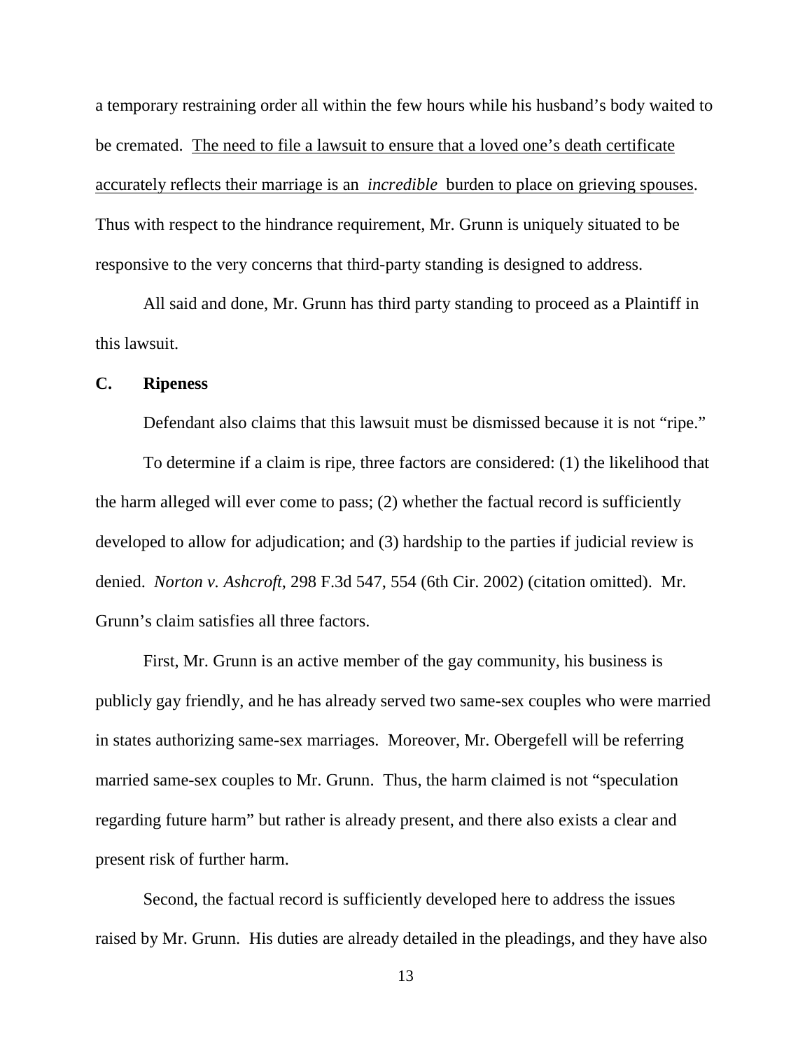a temporary restraining order all within the few hours while his husband's body waited to be cremated. <u>The need to file a lawsuit to ensure that a loved one's death certificate accurately reflects their marriage is an *incredible* burden to place on grieving spouses</u>. Thus with respect to the hindrance requirement, Mr. Grunn is uniquely situated to be responsive to the very concerns that third-party standing is designed to address.

All said and done, Mr. Grunn has third party standing to proceed as a Plaintiff in this lawsuit.

**C. Ripeness**

Defendant also claims that this lawsuit must be dismissed because it is not "ripe."

To determine if a claim is ripe, three factors are considered: (1) the likelihood that the harm alleged will ever come to pass; (2) whether the factual record is sufficiently developed to allow for adjudication; and (3) hardship to the parties if judicial review is denied. *Norton v. Ashcroft*, 298 F.3d 547, 554 (6th Cir. 2002) (citation omitted). Mr. Grunn's claim satisfies all three factors.

First, Mr. Grunn is an active member of the gay community, his business is publicly gay friendly, and he has already served two same-sex couples who were married in states authorizing same-sex marriages. Moreover, Mr. Obergefell will be referring married same-sex couples to Mr. Grunn. Thus, the harm claimed is not "speculation regarding future harm" but rather is already present, and there also exists a clear and present risk of further harm.

Second, the factual record is sufficiently developed here to address the issues raised by Mr. Grunn. His duties are already detailed in the pleadings, and they have also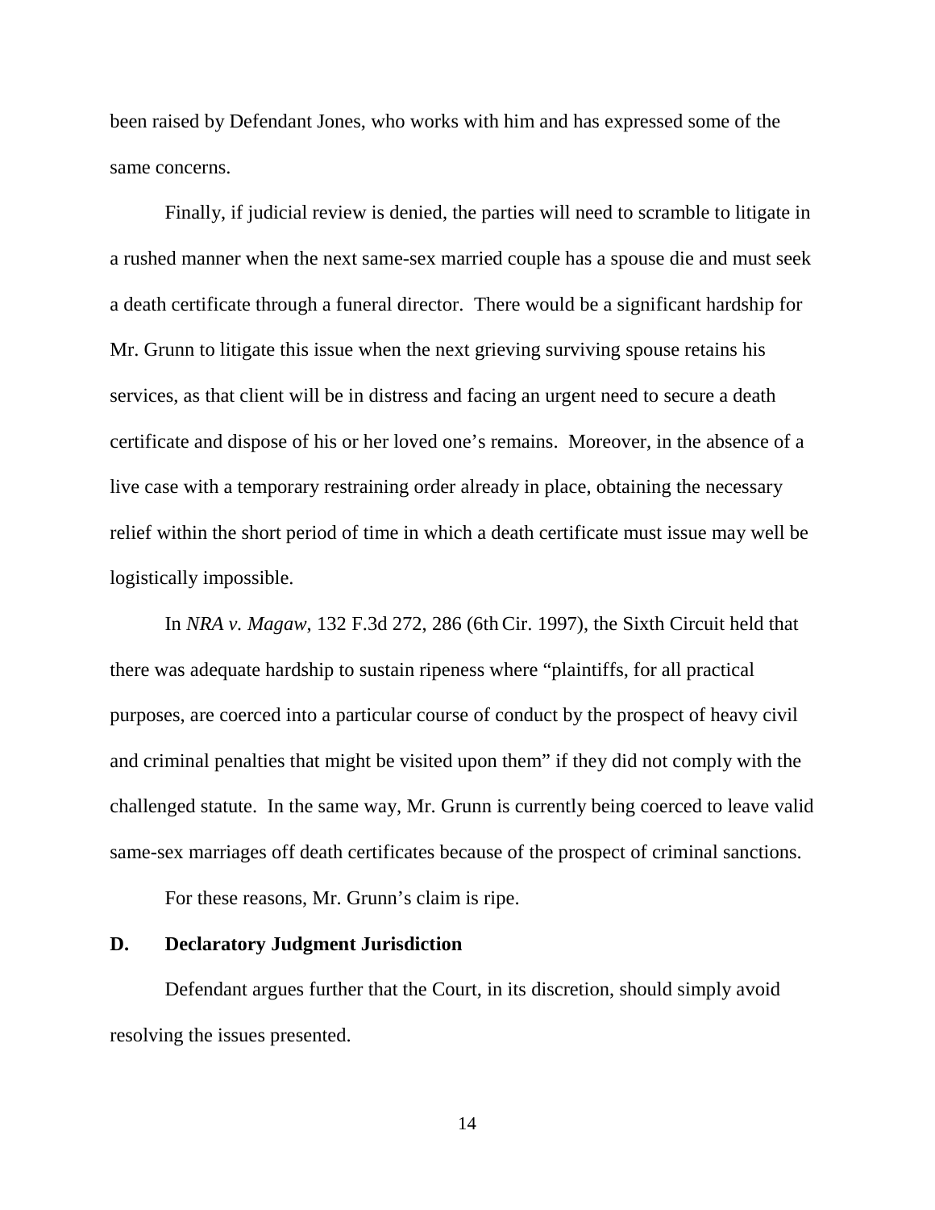been raised by Defendant Jones, who works with him and has expressed some of the same concerns.

Finally, if judicial review is denied, the parties will need to scramble to litigate in a rushed manner when the next same-sex married couple has a spouse die and must seek a death certificate through a funeral director. There would be a significant hardship for Mr. Grunn to litigate this issue when the next grieving surviving spouse retains his services, as that client will be in distress and facing an urgent need to secure a death certificate and dispose of his or her loved one's remains. Moreover, in the absence of a live case with a temporary restraining order already in place, obtaining the necessary relief within the short period of time in which a death certificate must issue may well be logistically impossible.

In *NRA v. Magaw*, 132 F.3d 272, 286 (6th Cir. 1997), the Sixth Circuit held that there was adequate hardship to sustain ripeness where "plaintiffs, for all practical purposes, are coerced into a particular course of conduct by the prospect of heavy civil and criminal penalties that might be visited upon them" if they did not comply with the challenged statute. In the same way, Mr. Grunn is currently being coerced to leave valid same-sex marriages off death certificates because of the prospect of criminal sanctions.

For these reasons, Mr. Grunn's claim is ripe.

### D. Declaratory Judgment Jurisdiction

Defendant argues further that the Court, in its discretion, should simply avoid resolving the issues presented.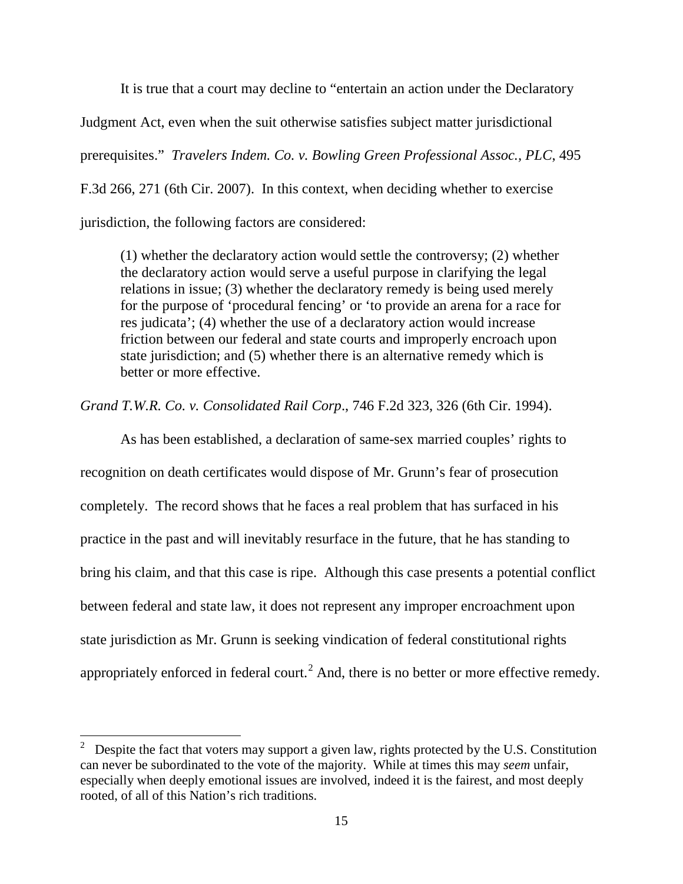It is true that a court may decline to "entertain an action under the Declaratory Judgment Act, even when the suit otherwise satisfies subject matter jurisdictional prerequisites." *Travelers Indem. Co. v. Bowling Green Professional Assoc., PLC*, 495 F.3d 266, 271 (6th Cir. 2007). In this context, when deciding whether to exercise jurisdiction, the following factors are considered:

> (1) whether the declaratory action would settle the controversy; (2) whether the declaratory action would serve a useful purpose in clarifying the legal relations in issue; (3) whether the declaratory remedy is being used merely for the purpose of 'procedural fencing' or 'to provide an arena for a race for res judicata'; (4) whether the use of a declaratory action would increase friction between our federal and state courts and improperly encroach upon state jurisdiction; and (5) whether there is an alternative remedy which is better or more effective.

*Grand T.W.R. Co. v. Consolidated Rail Corp*., 746 F.2d 323, 326 (6th Cir. 1994).

As has been established, a declaration of same-sex married couples' rights to recognition on death certificates would dispose of Mr. Grunn's fear of prosecution completely. The record shows that he faces a real problem that has surfaced in his practice in the past and will inevitably resurface in the future, that he has standing to bring his claim, and that this case is ripe. Although this case presents a potential conflict between federal and state law, it does not represent any improper encroachment upon state jurisdiction as Mr. Grunn is seeking vindication of federal constitutional rights appropriately enforced in federal court.[2] And, there is no better or more effective remedy.

[2] Despite the fact that voters may support a given law, rights protected by the U.S. Constitution can never be subordinated to the vote of the majority. While at times this may *seem* unfair, especially when deeply emotional issues are involved, indeed it is the fairest, and most deeply rooted, of all of this Nation's rich traditions.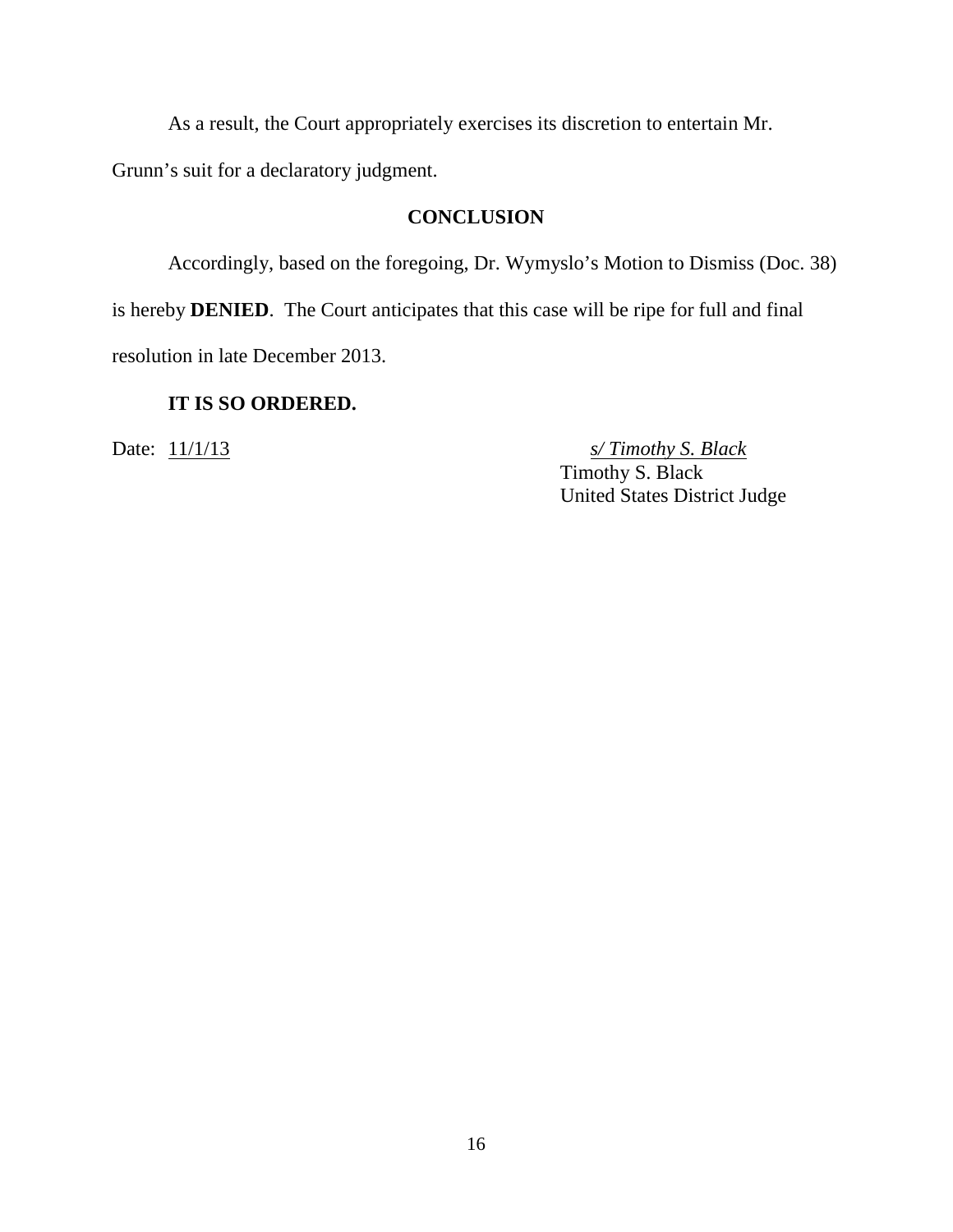As a result, the Court appropriately exercises its discretion to entertain Mr. Grunn's suit for a declaratory judgment.

## CONCLUSION

Accordingly, based on the foregoing, Dr. Wymyslo's Motion to Dismiss (Doc. 38) is hereby **DENIED**. The Court anticipates that this case will be ripe for full and final resolution in late December 2013.

**IT IS SO ORDERED.**

Date: 11/1/13

*s/ Timothy S. Black*
Timothy S. Black
United States District Judge